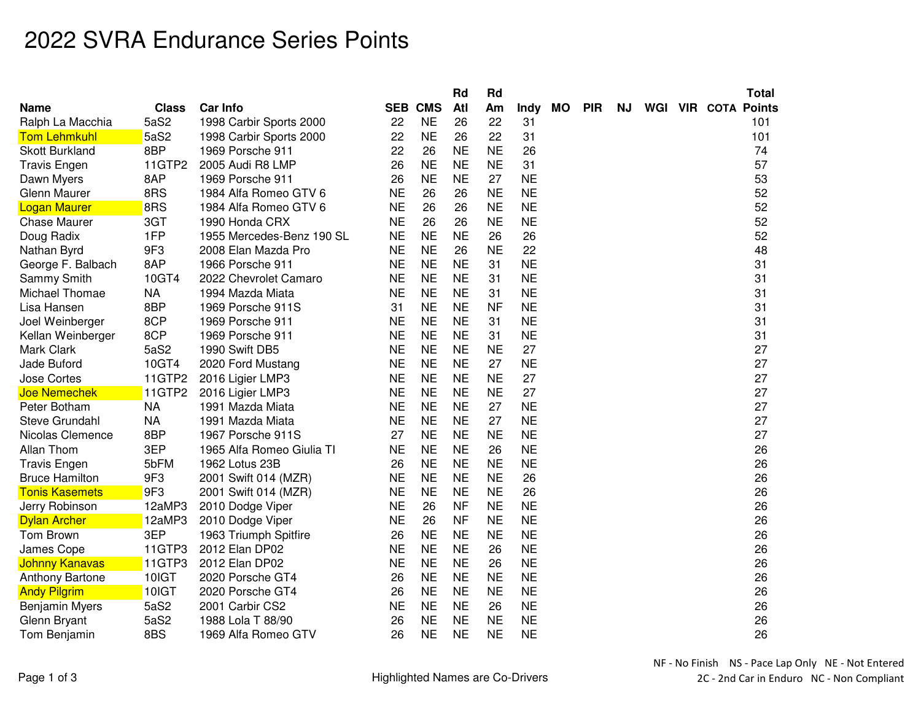# 2022 SVRA Endurance Series Points

| Name | Class | Car Info | SEB | CMS | Rd Atl | Rd Am | Indy | MO | PIR | NJ | WGI | VIR | COTA | Total Points |
|---|---|---|---|---|---|---|---|---|---|---|---|---|---|---|
| Ralph La Macchia | 5aS2 | 1998 Carbir Sports 2000 | 22 | NE | 26 | 22 | 31 | | | | | | | 101 |
| Tom Lehmkuhl | 5aS2 | 1998 Carbir Sports 2000 | 22 | NE | 26 | 22 | 31 | | | | | | | 101 |
| Skott Burkland | 8BP | 1969 Porsche 911 | 22 | 26 | NE | NE | 26 | | | | | | | 74 |
| Travis Engen | 11GTP2 | 2005 Audi R8 LMP | 26 | NE | NE | NE | 31 | | | | | | | 57 |
| Dawn Myers | 8AP | 1969 Porsche 911 | 26 | NE | NE | 27 | NE | | | | | | | 53 |
| Glenn Maurer | 8RS | 1984 Alfa Romeo GTV 6 | NE | 26 | 26 | NE | NE | | | | | | | 52 |
| Logan Maurer | 8RS | 1984 Alfa Romeo GTV 6 | NE | 26 | 26 | NE | NE | | | | | | | 52 |
| Chase Maurer | 3GT | 1990 Honda CRX | NE | 26 | 26 | NE | NE | | | | | | | 52 |
| Doug Radix | 1FP | 1955 Mercedes-Benz 190 SL | NE | NE | NE | 26 | 26 | | | | | | | 52 |
| Nathan Byrd | 9F3 | 2008 Elan Mazda Pro | NE | NE | 26 | NE | 22 | | | | | | | 48 |
| George F. Balbach | 8AP | 1966 Porsche 911 | NE | NE | NE | 31 | NE | | | | | | | 31 |
| Sammy Smith | 10GT4 | 2022 Chevrolet Camaro | NE | NE | NE | 31 | NE | | | | | | | 31 |
| Michael Thomae | NA | 1994 Mazda Miata | NE | NE | NE | 31 | NE | | | | | | | 31 |
| Lisa Hansen | 8BP | 1969 Porsche 911S | 31 | NE | NE | NF | NE | | | | | | | 31 |
| Joel Weinberger | 8CP | 1969 Porsche 911 | NE | NE | NE | 31 | NE | | | | | | | 31 |
| Kellan Weinberger | 8CP | 1969 Porsche 911 | NE | NE | NE | 31 | NE | | | | | | | 31 |
| Mark Clark | 5aS2 | 1990 Swift DB5 | NE | NE | NE | NE | 27 | | | | | | | 27 |
| Jade Buford | 10GT4 | 2020 Ford Mustang | NE | NE | NE | 27 | NE | | | | | | | 27 |
| Jose Cortes | 11GTP2 | 2016 Ligier LMP3 | NE | NE | NE | NE | 27 | | | | | | | 27 |
| Joe Nemechek | 11GTP2 | 2016 Ligier LMP3 | NE | NE | NE | NE | 27 | | | | | | | 27 |
| Peter Botham | NA | 1991 Mazda Miata | NE | NE | NE | 27 | NE | | | | | | | 27 |
| Steve Grundahl | NA | 1991 Mazda Miata | NE | NE | NE | 27 | NE | | | | | | | 27 |
| Nicolas Clemence | 8BP | 1967 Porsche 911S | 27 | NE | NE | NE | NE | | | | | | | 27 |
| Allan Thom | 3EP | 1965 Alfa Romeo Giulia TI | NE | NE | NE | 26 | NE | | | | | | | 26 |
| Travis Engen | 5bFM | 1962 Lotus 23B | 26 | NE | NE | NE | NE | | | | | | | 26 |
| Bruce Hamilton | 9F3 | 2001 Swift 014 (MZR) | NE | NE | NE | NE | 26 | | | | | | | 26 |
| Tonis Kasemets | 9F3 | 2001 Swift 014 (MZR) | NE | NE | NE | NE | 26 | | | | | | | 26 |
| Jerry Robinson | 12aMP3 | 2010 Dodge Viper | NE | 26 | NF | NE | NE | | | | | | | 26 |
| Dylan Archer | 12aMP3 | 2010 Dodge Viper | NE | 26 | NF | NE | NE | | | | | | | 26 |
| Tom Brown | 3EP | 1963 Triumph Spitfire | 26 | NE | NE | NE | NE | | | | | | | 26 |
| James Cope | 11GTP3 | 2012 Elan DP02 | NE | NE | NE | 26 | NE | | | | | | | 26 |
| Johnny Kanavas | 11GTP3 | 2012 Elan DP02 | NE | NE | NE | 26 | NE | | | | | | | 26 |
| Anthony Bartone | 10IGT | 2020 Porsche GT4 | 26 | NE | NE | NE | NE | | | | | | | 26 |
| Andy Pilgrim | 10IGT | 2020 Porsche GT4 | 26 | NE | NE | NE | NE | | | | | | | 26 |
| Benjamin Myers | 5aS2 | 2001 Carbir CS2 | NE | NE | NE | 26 | NE | | | | | | | 26 |
| Glenn Bryant | 5aS2 | 1988 Lola T 88/90 | 26 | NE | NE | NE | NE | | | | | | | 26 |
| Tom Benjamin | 8BS | 1969 Alfa Romeo GTV | 26 | NE | NE | NE | NE | | | | | | | 26 |

Highlighted Names are Co-Drivers

NF - No Finish   NS - Pace Lap Only   NE - Not Entered
2C - 2nd Car in Enduro   NC - Non Compliant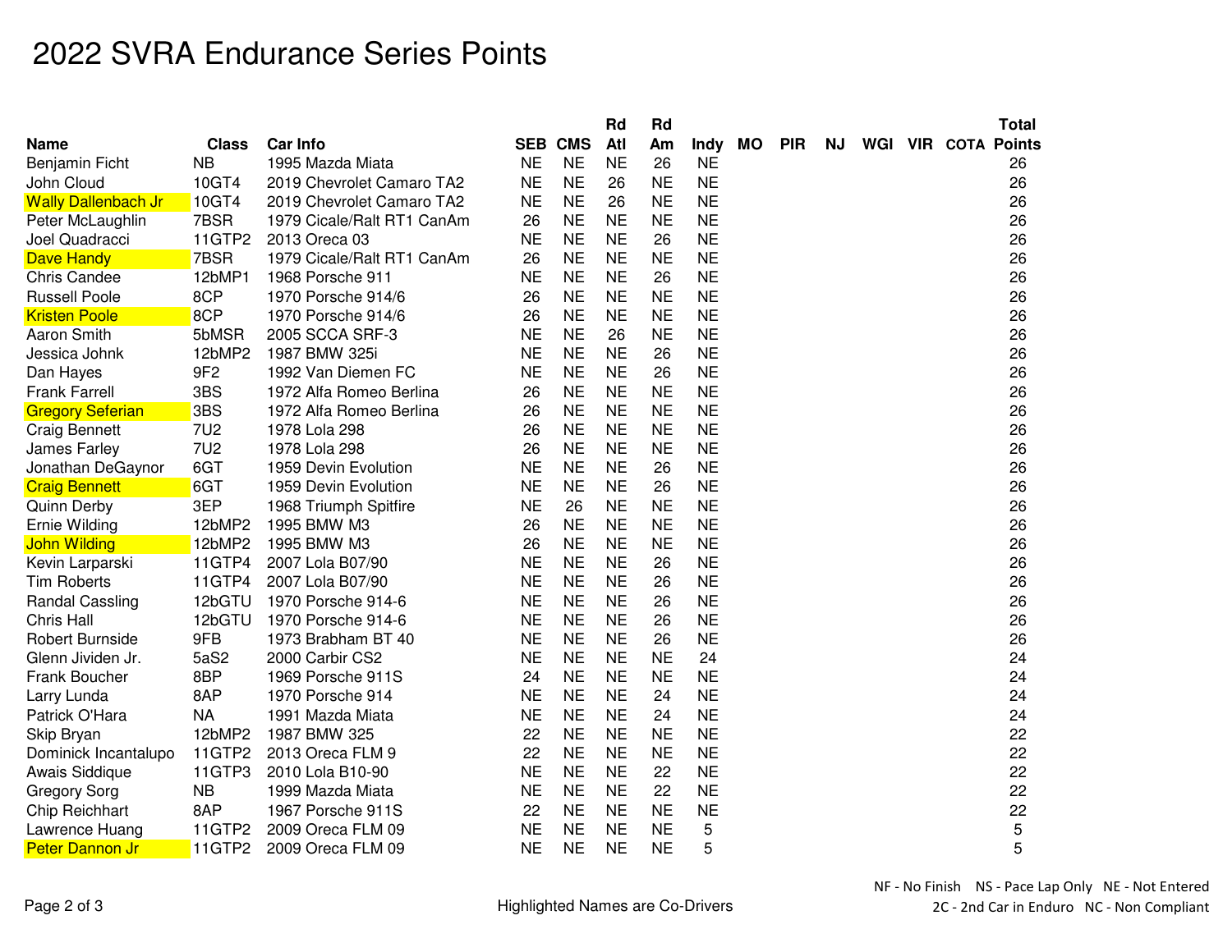# 2022 SVRA Endurance Series Points

| Name | Class | Car Info | SEB | CMS | Rd Atl | Rd Am | Indy | MO | PIR | NJ | WGI | VIR | COTA | Total Points |
|---|---|---|---|---|---|---|---|---|---|---|---|---|---|---|
| Benjamin Ficht | NB | 1995 Mazda Miata | NE | NE | NE | 26 | NE | | | | | | | 26 |
| John Cloud | 10GT4 | 2019 Chevrolet Camaro TA2 | NE | NE | 26 | NE | NE | | | | | | | 26 |
| Wally Dallenbach Jr | 10GT4 | 2019 Chevrolet Camaro TA2 | NE | NE | 26 | NE | NE | | | | | | | 26 |
| Peter McLaughlin | 7BSR | 1979 Cicale/Ralt RT1 CanAm | 26 | NE | NE | NE | NE | | | | | | | 26 |
| Joel Quadracci | 11GTP2 | 2013 Oreca 03 | NE | NE | NE | 26 | NE | | | | | | | 26 |
| Dave Handy | 7BSR | 1979 Cicale/Ralt RT1 CanAm | 26 | NE | NE | NE | NE | | | | | | | 26 |
| Chris Candee | 12bMP1 | 1968 Porsche 911 | NE | NE | NE | 26 | NE | | | | | | | 26 |
| Russell Poole | 8CP | 1970 Porsche 914/6 | 26 | NE | NE | NE | NE | | | | | | | 26 |
| Kristen Poole | 8CP | 1970 Porsche 914/6 | 26 | NE | NE | NE | NE | | | | | | | 26 |
| Aaron Smith | 5bMSR | 2005 SCCA SRF-3 | NE | NE | 26 | NE | NE | | | | | | | 26 |
| Jessica Johnk | 12bMP2 | 1987 BMW 325i | NE | NE | NE | 26 | NE | | | | | | | 26 |
| Dan Hayes | 9F2 | 1992 Van Diemen FC | NE | NE | NE | 26 | NE | | | | | | | 26 |
| Frank Farrell | 3BS | 1972 Alfa Romeo Berlina | 26 | NE | NE | NE | NE | | | | | | | 26 |
| Gregory Seferian | 3BS | 1972 Alfa Romeo Berlina | 26 | NE | NE | NE | NE | | | | | | | 26 |
| Craig Bennett | 7U2 | 1978 Lola 298 | 26 | NE | NE | NE | NE | | | | | | | 26 |
| James Farley | 7U2 | 1978 Lola 298 | 26 | NE | NE | NE | NE | | | | | | | 26 |
| Jonathan DeGaynor | 6GT | 1959 Devin Evolution | NE | NE | NE | 26 | NE | | | | | | | 26 |
| Craig Bennett | 6GT | 1959 Devin Evolution | NE | NE | NE | 26 | NE | | | | | | | 26 |
| Quinn Derby | 3EP | 1968 Triumph Spitfire | NE | 26 | NE | NE | NE | | | | | | | 26 |
| Ernie Wilding | 12bMP2 | 1995 BMW M3 | 26 | NE | NE | NE | NE | | | | | | | 26 |
| John Wilding | 12bMP2 | 1995 BMW M3 | 26 | NE | NE | NE | NE | | | | | | | 26 |
| Kevin Larparski | 11GTP4 | 2007 Lola B07/90 | NE | NE | NE | 26 | NE | | | | | | | 26 |
| Tim Roberts | 11GTP4 | 2007 Lola B07/90 | NE | NE | NE | 26 | NE | | | | | | | 26 |
| Randal Cassling | 12bGTU | 1970 Porsche 914-6 | NE | NE | NE | 26 | NE | | | | | | | 26 |
| Chris Hall | 12bGTU | 1970 Porsche 914-6 | NE | NE | NE | 26 | NE | | | | | | | 26 |
| Robert Burnside | 9FB | 1973 Brabham BT 40 | NE | NE | NE | 26 | NE | | | | | | | 26 |
| Glenn Jividen Jr. | 5aS2 | 2000 Carbir CS2 | NE | NE | NE | NE | 24 | | | | | | | 24 |
| Frank Boucher | 8BP | 1969 Porsche 911S | 24 | NE | NE | NE | NE | | | | | | | 24 |
| Larry Lunda | 8AP | 1970 Porsche 914 | NE | NE | NE | 24 | NE | | | | | | | 24 |
| Patrick O'Hara | NA | 1991 Mazda Miata | NE | NE | NE | 24 | NE | | | | | | | 24 |
| Skip Bryan | 12bMP2 | 1987 BMW 325 | 22 | NE | NE | NE | NE | | | | | | | 22 |
| Dominick Incantalupo | 11GTP2 | 2013 Oreca FLM 9 | 22 | NE | NE | NE | NE | | | | | | | 22 |
| Awais Siddique | 11GTP3 | 2010 Lola B10-90 | NE | NE | NE | 22 | NE | | | | | | | 22 |
| Gregory Sorg | NB | 1999 Mazda Miata | NE | NE | NE | 22 | NE | | | | | | | 22 |
| Chip Reichhart | 8AP | 1967 Porsche 911S | 22 | NE | NE | NE | NE | | | | | | | 22 |
| Lawrence Huang | 11GTP2 | 2009 Oreca FLM 09 | NE | NE | NE | NE | 5 | | | | | | | 5 |
| Peter Dannon Jr | 11GTP2 | 2009 Oreca FLM 09 | NE | NE | NE | NE | 5 | | | | | | | 5 |

NF - No Finish  NS - Pace Lap Only  NE - Not Entered
2C - 2nd Car in Enduro  NC - Non Compliant

Highlighted Names are Co-Drivers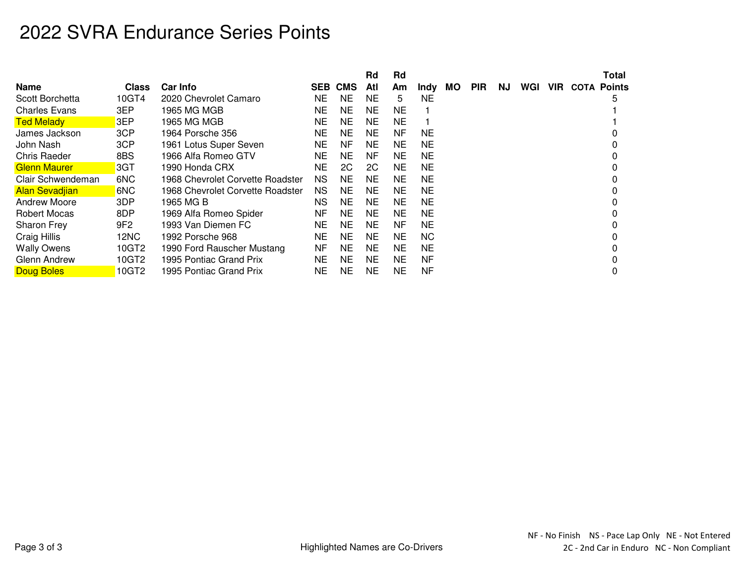# 2022 SVRA Endurance Series Points

| Name | Class | Car Info | SEB | CMS | Rd Atl | Rd Am | Indy | MO | PIR | NJ | WGI | VIR | COTA | Total Points |
|---|---|---|---|---|---|---|---|---|---|---|---|---|---|---|
| Scott Borchetta | 10GT4 | 2020 Chevrolet Camaro | NE | NE | NE | 5 | NE | | | | | | | 5 |
| Charles Evans | 3EP | 1965 MG MGB | NE | NE | NE | NE | 1 | | | | | | | 1 |
| Ted Melady | 3EP | 1965 MG MGB | NE | NE | NE | NE | 1 | | | | | | | 1 |
| James Jackson | 3CP | 1964 Porsche 356 | NE | NE | NE | NF | NE | | | | | | | 0 |
| John Nash | 3CP | 1961 Lotus Super Seven | NE | NF | NE | NE | NE | | | | | | | 0 |
| Chris Raeder | 8BS | 1966 Alfa Romeo GTV | NE | NE | NF | NE | NE | | | | | | | 0 |
| Glenn Maurer | 3GT | 1990 Honda CRX | NE | 2C | 2C | NE | NE | | | | | | | 0 |
| Clair Schwendeman | 6NC | 1968 Chevrolet Corvette Roadster | NS | NE | NE | NE | NE | | | | | | | 0 |
| Alan Sevadjian | 6NC | 1968 Chevrolet Corvette Roadster | NS | NE | NE | NE | NE | | | | | | | 0 |
| Andrew Moore | 3DP | 1965 MG B | NS | NE | NE | NE | NE | | | | | | | 0 |
| Robert Mocas | 8DP | 1969 Alfa Romeo Spider | NF | NE | NE | NE | NE | | | | | | | 0 |
| Sharon Frey | 9F2 | 1993 Van Diemen FC | NE | NE | NE | NF | NE | | | | | | | 0 |
| Craig Hillis | 12NC | 1992 Porsche 968 | NE | NE | NE | NE | NC | | | | | | | 0 |
| Wally Owens | 10GT2 | 1990 Ford Rauscher Mustang | NF | NE | NE | NE | NE | | | | | | | 0 |
| Glenn Andrew | 10GT2 | 1995 Pontiac Grand Prix | NE | NE | NE | NE | NF | | | | | | | 0 |
| Doug Boles | 10GT2 | 1995 Pontiac Grand Prix | NE | NE | NE | NE | NF | | | | | | | 0 |

Highlighted Names are Co-Drivers

NF - No Finish NS - Pace Lap Only NE - Not Entered
2C - 2nd Car in Enduro NC - Non Compliant